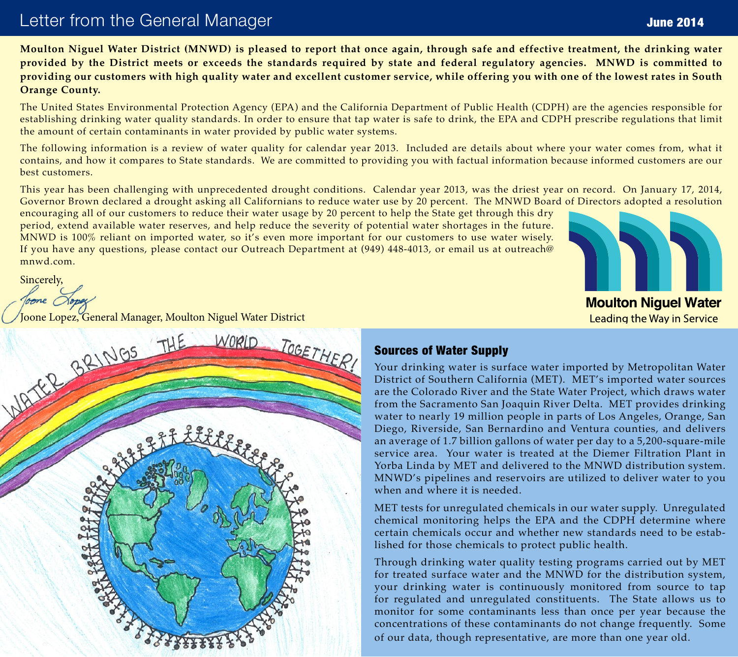# Letter from the General Manager

June 2014

**Moulton Niguel Water District (MNWD) is pleased to report that once again, through safe and effective treatment, the drinking water provided by the District meets or exceeds the standards required by state and federal regulatory agencies. MNWD is committed to providing our customers with high quality water and excellent customer service, while offering you with one of the lowest rates in South Orange County.**

The United States Environmental Protection Agency (EPA) and the California Department of Public Health (CDPH) are the agencies responsible for establishing drinking water quality standards. In order to ensure that tap water is safe to drink, the EPA and CDPH prescribe regulations that limit the amount of certain contaminants in water provided by public water systems.

The following information is a review of water quality for calendar year 2013. Included are details about where your water comes from, what it contains, and how it compares to State standards. We are committed to providing you with factual information because informed customers are our best customers.

This year has been challenging with unprecedented drought conditions. Calendar year 2013, was the driest year on record. On January 17, 2014, Governor Brown declared a drought asking all Californians to reduce water use by 20 percent. The MNWD Board of Directors adopted a resolution encouraging all of our customers to reduce their water usage by 20 percent to help the State get through this dry period, extend available water reserves, and help reduce the severity of potential water shortages in the future. MNWD is 100% reliant on imported water, so it's even more important for our customers to use water wisely. If you have any questions, please contact our Outreach Department at (949) 448-4013, or email us at outreach@mnwd.com.

Sincerely,

Joone Lopez, General Manager, Moulton Niguel Water District

Moulton Niguel Water
Leading the Way in Service

## Sources of Water Supply

Your drinking water is surface water imported by Metropolitan Water District of Southern California (MET). MET's imported water sources are the Colorado River and the State Water Project, which draws water from the Sacramento San Joaquin River Delta. MET provides drinking water to nearly 19 million people in parts of Los Angeles, Orange, San Diego, Riverside, San Bernardino and Ventura counties, and delivers an average of 1.7 billion gallons of water per day to a 5,200-square-mile service area. Your water is treated at the Diemer Filtration Plant in Yorba Linda by MET and delivered to the MNWD distribution system. MNWD's pipelines and reservoirs are utilized to deliver water to you when and where it is needed.

MET tests for unregulated chemicals in our water supply. Unregulated chemical monitoring helps the EPA and the CDPH determine where certain chemicals occur and whether new standards need to be established for those chemicals to protect public health.

Through drinking water quality testing programs carried out by MET for treated surface water and the MNWD for the distribution system, your drinking water is continuously monitored from source to tap for regulated and unregulated constituents. The State allows us to monitor for some contaminants less than once per year because the concentrations of these contaminants do not change frequently. Some of our data, though representative, are more than one year old.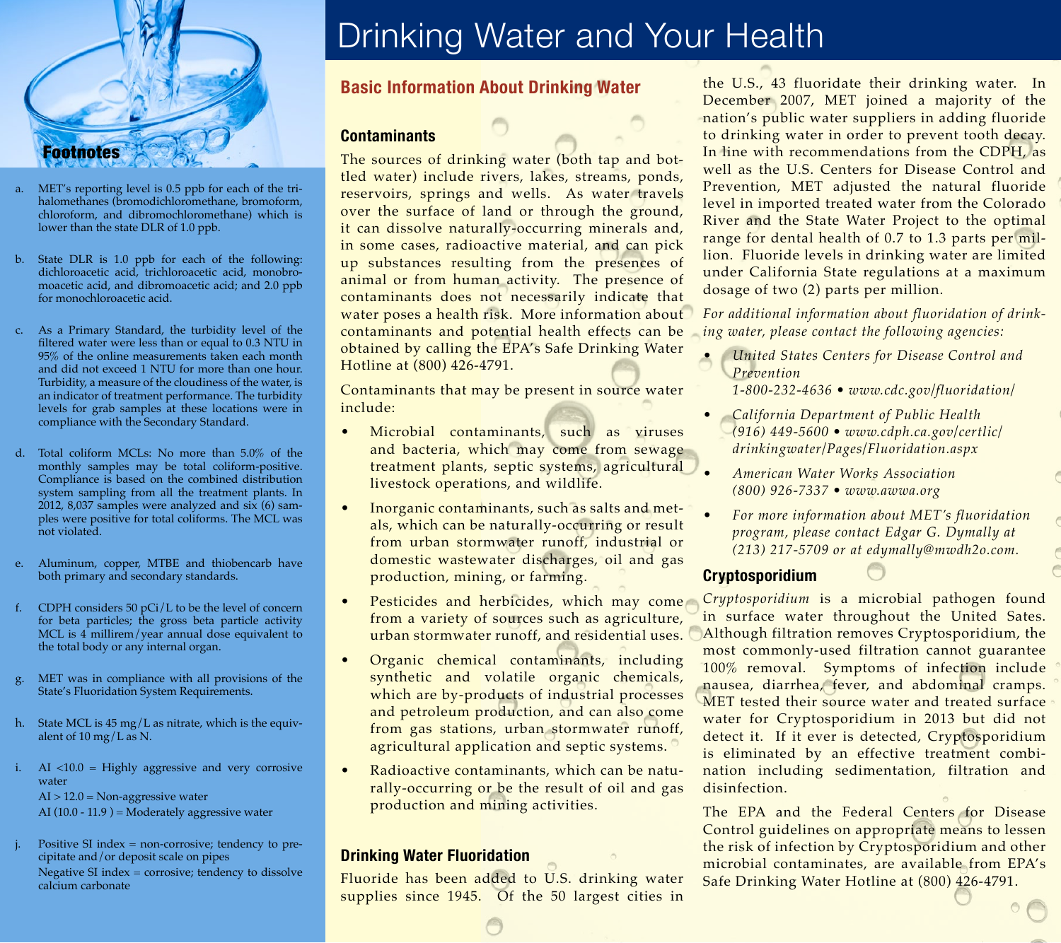# Drinking Water and Your Health

## Footnotes

a. MET's reporting level is 0.5 ppb for each of the trihalomethanes (bromodichloromethane, bromoform, chloroform, and dibromochloromethane) which is lower than the state DLR of 1.0 ppb.

b. State DLR is 1.0 ppb for each of the following: dichloroacetic acid, trichloroacetic acid, monobromoacetic acid, and dibromoacetic acid; and 2.0 ppb for monochloroacetic acid.

c. As a Primary Standard, the turbidity level of the filtered water were less than or equal to 0.3 NTU in 95% of the online measurements taken each month and did not exceed 1 NTU for more than one hour. Turbidity, a measure of the cloudiness of the water, is an indicator of treatment performance. The turbidity levels for grab samples at these locations were in compliance with the Secondary Standard.

d. Total coliform MCLs: No more than 5.0% of the monthly samples may be total coliform-positive. Compliance is based on the combined distribution system sampling from all the treatment plants. In 2012, 8,037 samples were analyzed and six (6) samples were positive for total coliforms. The MCL was not violated.

e. Aluminum, copper, MTBE and thiobencarb have both primary and secondary standards.

f. CDPH considers 50 pCi/L to be the level of concern for beta particles; the gross beta particle activity MCL is 4 millirem/year annual dose equivalent to the total body or any internal organ.

g. MET was in compliance with all provisions of the State's Fluoridation System Requirements.

h. State MCL is 45 mg/L as nitrate, which is the equivalent of 10 mg/L as N.

i. AI <10.0 = Highly aggressive and very corrosive water
AI > 12.0 = Non-aggressive water
AI (10.0 - 11.9 ) = Moderately aggressive water

j. Positive SI index = non-corrosive; tendency to precipitate and/or deposit scale on pipes
Negative SI index = corrosive; tendency to dissolve calcium carbonate

## Basic Information About Drinking Water

### Contaminants

The sources of drinking water (both tap and bottled water) include rivers, lakes, streams, ponds, reservoirs, springs and wells. As water travels over the surface of land or through the ground, it can dissolve naturally-occurring minerals and, in some cases, radioactive material, and can pick up substances resulting from the presences of animal or from human activity. The presence of contaminants does not necessarily indicate that water poses a health risk. More information about contaminants and potential health effects can be obtained by calling the EPA's Safe Drinking Water Hotline at (800) 426-4791.

Contaminants that may be present in source water include:

- Microbial contaminants, such as viruses and bacteria, which may come from sewage treatment plants, septic systems, agricultural livestock operations, and wildlife.
- Inorganic contaminants, such as salts and metals, which can be naturally-occurring or result from urban stormwater runoff, industrial or domestic wastewater discharges, oil and gas production, mining, or farming.
- Pesticides and herbicides, which may come from a variety of sources such as agriculture, urban stormwater runoff, and residential uses.
- Organic chemical contaminants, including synthetic and volatile organic chemicals, which are by-products of industrial processes and petroleum production, and can also come from gas stations, urban stormwater runoff, agricultural application and septic systems.
- Radioactive contaminants, which can be naturally-occurring or be the result of oil and gas production and mining activities.

### Drinking Water Fluoridation

Fluoride has been added to U.S. drinking water supplies since 1945. Of the 50 largest cities in the U.S., 43 fluoridate their drinking water. In December 2007, MET joined a majority of the nation's public water suppliers in adding fluoride to drinking water in order to prevent tooth decay. In line with recommendations from the CDPH, as well as the U.S. Centers for Disease Control and Prevention, MET adjusted the natural fluoride level in imported treated water from the Colorado River and the State Water Project to the optimal range for dental health of 0.7 to 1.3 parts per million. Fluoride levels in drinking water are limited under California State regulations at a maximum dosage of two (2) parts per million.

*For additional information about fluoridation of drinking water, please contact the following agencies:*

- *United States Centers for Disease Control and Prevention*
  *1-800-232-4636 • www.cdc.gov/fluoridation/*
- *California Department of Public Health*
  *(916) 449-5600 • www.cdph.ca.gov/certlic/drinkingwater/Pages/Fluoridation.aspx*
- *American Water Works Association*
  *(800) 926-7337 • www.awwa.org*
- *For more information about MET's fluoridation program, please contact Edgar G. Dymally at (213) 217-5709 or at edymally@mwdh2o.com.*

### Cryptosporidium

*Cryptosporidium* is a microbial pathogen found in surface water throughout the United Sates. Although filtration removes Cryptosporidium, the most commonly-used filtration cannot guarantee 100% removal. Symptoms of infection include nausea, diarrhea, fever, and abdominal cramps. MET tested their source water and treated surface water for Cryptosporidium in 2013 but did not detect it. If it ever is detected, Cryptosporidium is eliminated by an effective treatment combination including sedimentation, filtration and disinfection.

The EPA and the Federal Centers for Disease Control guidelines on appropriate means to lessen the risk of infection by Cryptosporidium and other microbial contaminates, are available from EPA's Safe Drinking Water Hotline at (800) 426-4791.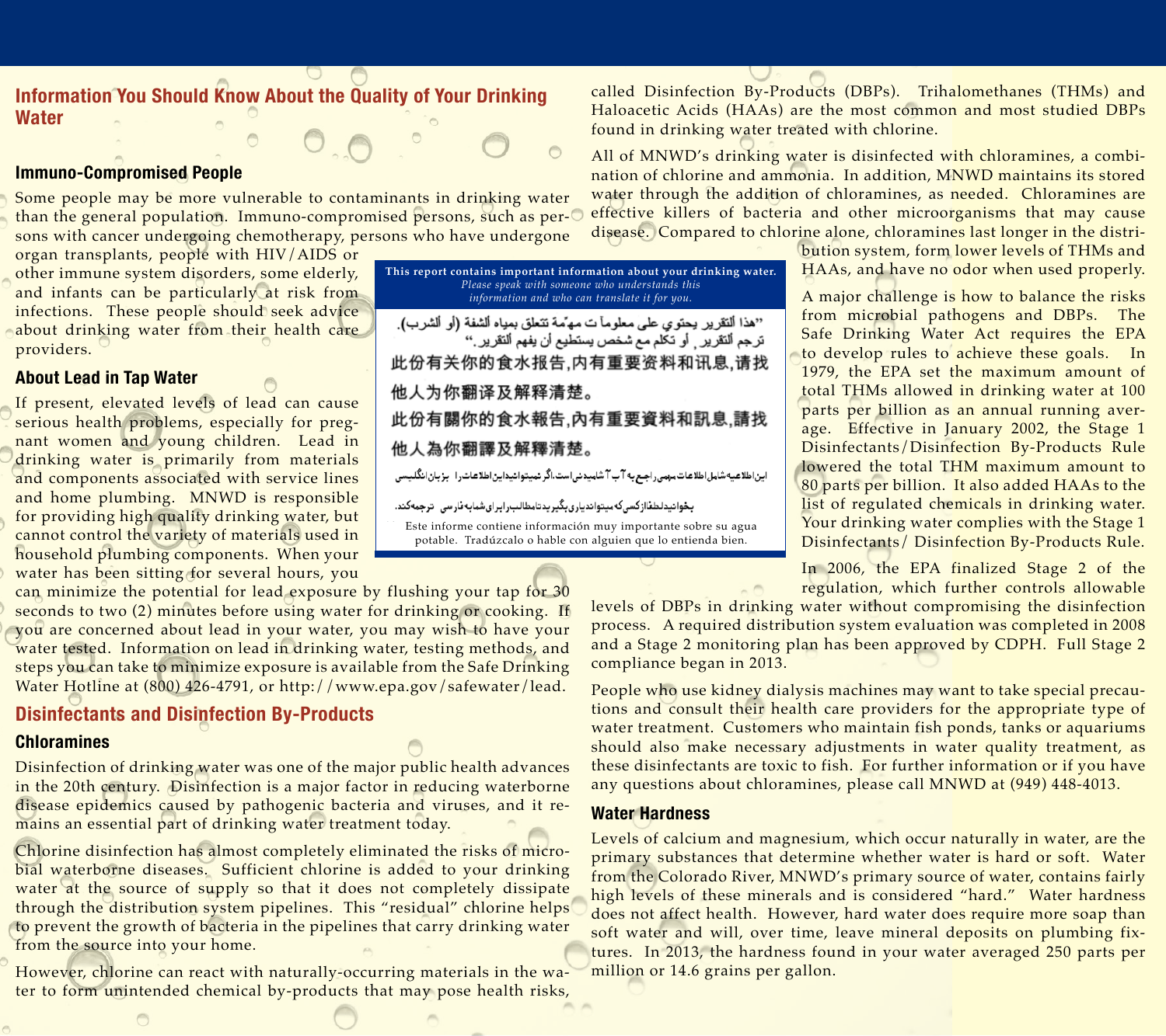## Information You Should Know About the Quality of Your Drinking Water

### Immuno-Compromised People

Some people may be more vulnerable to contaminants in drinking water than the general population. Immuno-compromised persons, such as persons with cancer undergoing chemotherapy, persons who have undergone organ transplants, people with HIV/AIDS or other immune system disorders, some elderly, and infants can be particularly at risk from infections. These people should seek advice about drinking water from their health care providers.

### About Lead in Tap Water

If present, elevated levels of lead can cause serious health problems, especially for pregnant women and young children. Lead in drinking water is primarily from materials and components associated with service lines and home plumbing. MNWD is responsible for providing high quality drinking water, but cannot control the variety of materials used in household plumbing components. When your water has been sitting for several hours, you can minimize the potential for lead exposure by flushing your tap for 30 seconds to two (2) minutes before using water for drinking or cooking. If you are concerned about lead in your water, you may wish to have your water tested. Information on lead in drinking water, testing methods, and steps you can take to minimize exposure is available from the Safe Drinking Water Hotline at (800) 426-4791, or http://www.epa.gov/safewater/lead.

**This report contains important information about your drinking water.**
*Please speak with someone who understands this information and who can translate it for you.*

"هذا التقرير يحتوي على معلومات مهمة تتعلق بمياه الشفة (أو الشرب). ترجم التقرير، أو تكلم مع شخص يستطيع أن يفهم التقرير."

此份有关你的食水报告,内有重要资料和讯息,请找他人为你翻译及解释清楚。

此份有關你的食水報告,內有重要資料和訊息,請找他人為你翻譯及解釋清楚。

این اطلاعیه شامل اطلاعات مهمی راجع به آب آشامیدنی است. اگر نمیتوانید این اطلاعات را بزبان انگلیسی بخوانید لطفا از کسی که میتواند یاری بگیرید تا مطالب را برای شما به فارسی ترجمه کند.

Este informe contiene información muy importante sobre su agua potable. Tradúzcalo o hable con alguien que lo entienda bien.

## Disinfectants and Disinfection By-Products

### Chloramines

Disinfection of drinking water was one of the major public health advances in the 20th century. Disinfection is a major factor in reducing waterborne disease epidemics caused by pathogenic bacteria and viruses, and it remains an essential part of drinking water treatment today.

Chlorine disinfection has almost completely eliminated the risks of microbial waterborne diseases. Sufficient chlorine is added to your drinking water at the source of supply so that it does not completely dissipate through the distribution system pipelines. This "residual" chlorine helps to prevent the growth of bacteria in the pipelines that carry drinking water from the source into your home.

However, chlorine can react with naturally-occurring materials in the water to form unintended chemical by-products that may pose health risks, called Disinfection By-Products (DBPs). Trihalomethanes (THMs) and Haloacetic Acids (HAAs) are the most common and most studied DBPs found in drinking water treated with chlorine.

All of MNWD's drinking water is disinfected with chloramines, a combination of chlorine and ammonia. In addition, MNWD maintains its stored water through the addition of chloramines, as needed. Chloramines are effective killers of bacteria and other microorganisms that may cause disease. Compared to chlorine alone, chloramines last longer in the distribution system, form lower levels of THMs and HAAs, and have no odor when used properly.

A major challenge is how to balance the risks from microbial pathogens and DBPs. The Safe Drinking Water Act requires the EPA to develop rules to achieve these goals. In 1979, the EPA set the maximum amount of total THMs allowed in drinking water at 100 parts per billion as an annual running average. Effective in January 2002, the Stage 1 Disinfectants/Disinfection By-Products Rule lowered the total THM maximum amount to 80 parts per billion. It also added HAAs to the list of regulated chemicals in drinking water. Your drinking water complies with the Stage 1 Disinfectants/ Disinfection By-Products Rule.

In 2006, the EPA finalized Stage 2 of the regulation, which further controls allowable levels of DBPs in drinking water without compromising the disinfection process. A required distribution system evaluation was completed in 2008 and a Stage 2 monitoring plan has been approved by CDPH. Full Stage 2 compliance began in 2013.

People who use kidney dialysis machines may want to take special precautions and consult their health care providers for the appropriate type of water treatment. Customers who maintain fish ponds, tanks or aquariums should also make necessary adjustments in water quality treatment, as these disinfectants are toxic to fish. For further information or if you have any questions about chloramines, please call MNWD at (949) 448-4013.

### Water Hardness

Levels of calcium and magnesium, which occur naturally in water, are the primary substances that determine whether water is hard or soft. Water from the Colorado River, MNWD's primary source of water, contains fairly high levels of these minerals and is considered "hard." Water hardness does not affect health. However, hard water does require more soap than soft water and will, over time, leave mineral deposits on plumbing fixtures. In 2013, the hardness found in your water averaged 250 parts per million or 14.6 grains per gallon.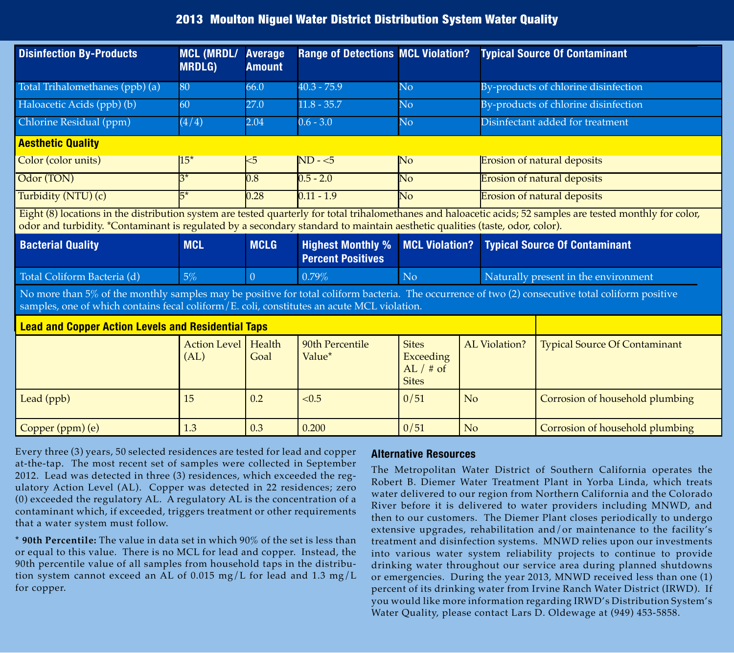# 2013 Moulton Niguel Water District Distribution System Water Quality

| Disinfection By-Products | MCL (MRDL/ MRDLG) | Average Amount | Range of Detections | MCL Violation? | Typical Source Of Contaminant |
|---|---|---|---|---|---|
| Total Trihalomethanes (ppb) (a) | 80 | 66.0 | 40.3 - 75.9 | No | By-products of chlorine disinfection |
| Haloacetic Acids (ppb) (b) | 60 | 27.0 | 11.8 - 35.7 | No | By-products of chlorine disinfection |
| Chlorine Residual (ppm) | (4/4) | 2.04 | 0.6 - 3.0 | No | Disinfectant added for treatment |
| **Aesthetic Quality** | | | | | |
| Color (color units) | 15* | <5 | ND - <5 | No | Erosion of natural deposits |
| Odor (TON) | 3* | 0.8 | 0.5 - 2.0 | No | Erosion of natural deposits |
| Turbidity (NTU) (c) | 5* | 0.28 | 0.11 - 1.9 | No | Erosion of natural deposits |

Eight (8) locations in the distribution system are tested quarterly for total trihalomethanes and haloacetic acids; 52 samples are tested monthly for color, odor and turbidity. *Contaminant is regulated by a secondary standard to maintain aesthetic qualities (taste, odor, color).

| Bacterial Quality | MCL | MCLG | Highest Monthly % Percent Positives | MCL Violation? | Typical Source Of Contaminant |
|---|---|---|---|---|---|
| Total Coliform Bacteria (d) | 5% | 0 | 0.79% | No | Naturally present in the environment |

No more than 5% of the monthly samples may be positive for total coliform bacteria. The occurrence of two (2) consecutive total coliform positive samples, one of which contains fecal coliform/E. coli, constitutes an acute MCL violation.

**Lead and Copper Action Levels and Residential Taps**

| | Action Level (AL) | Health Goal | 90th Percentile Value* | Sites Exceeding AL / # of Sites | AL Violation? | Typical Source Of Contaminant |
|---|---|---|---|---|---|---|
| Lead (ppb) | 15 | 0.2 | <0.5 | 0/51 | No | Corrosion of household plumbing |
| Copper (ppm) (e) | 1.3 | 0.3 | 0.200 | 0/51 | No | Corrosion of household plumbing |

Every three (3) years, 50 selected residences are tested for lead and copper at-the-tap. The most recent set of samples were collected in September 2012. Lead was detected in three (3) residences, which exceeded the regulatory Action Level (AL). Copper was detected in 22 residences; zero (0) exceeded the regulatory AL. A regulatory AL is the concentration of a contaminant which, if exceeded, triggers treatment or other requirements that a water system must follow.

\* **90th Percentile:** The value in data set in which 90% of the set is less than or equal to this value. There is no MCL for lead and copper. Instead, the 90th percentile value of all samples from household taps in the distribution system cannot exceed an AL of 0.015 mg/L for lead and 1.3 mg/L for copper.

## Alternative Resources

The Metropolitan Water District of Southern California operates the Robert B. Diemer Water Treatment Plant in Yorba Linda, which treats water delivered to our region from Northern California and the Colorado River before it is delivered to water providers including MNWD, and then to our customers. The Diemer Plant closes periodically to undergo extensive upgrades, rehabilitation and/or maintenance to the facility's treatment and disinfection systems. MNWD relies upon our investments into various water system reliability projects to continue to provide drinking water throughout our service area during planned shutdowns or emergencies. During the year 2013, MNWD received less than one (1) percent of its drinking water from Irvine Ranch Water District (IRWD). If you would like more information regarding IRWD's Distribution System's Water Quality, please contact Lars D. Oldewage at (949) 453-5858.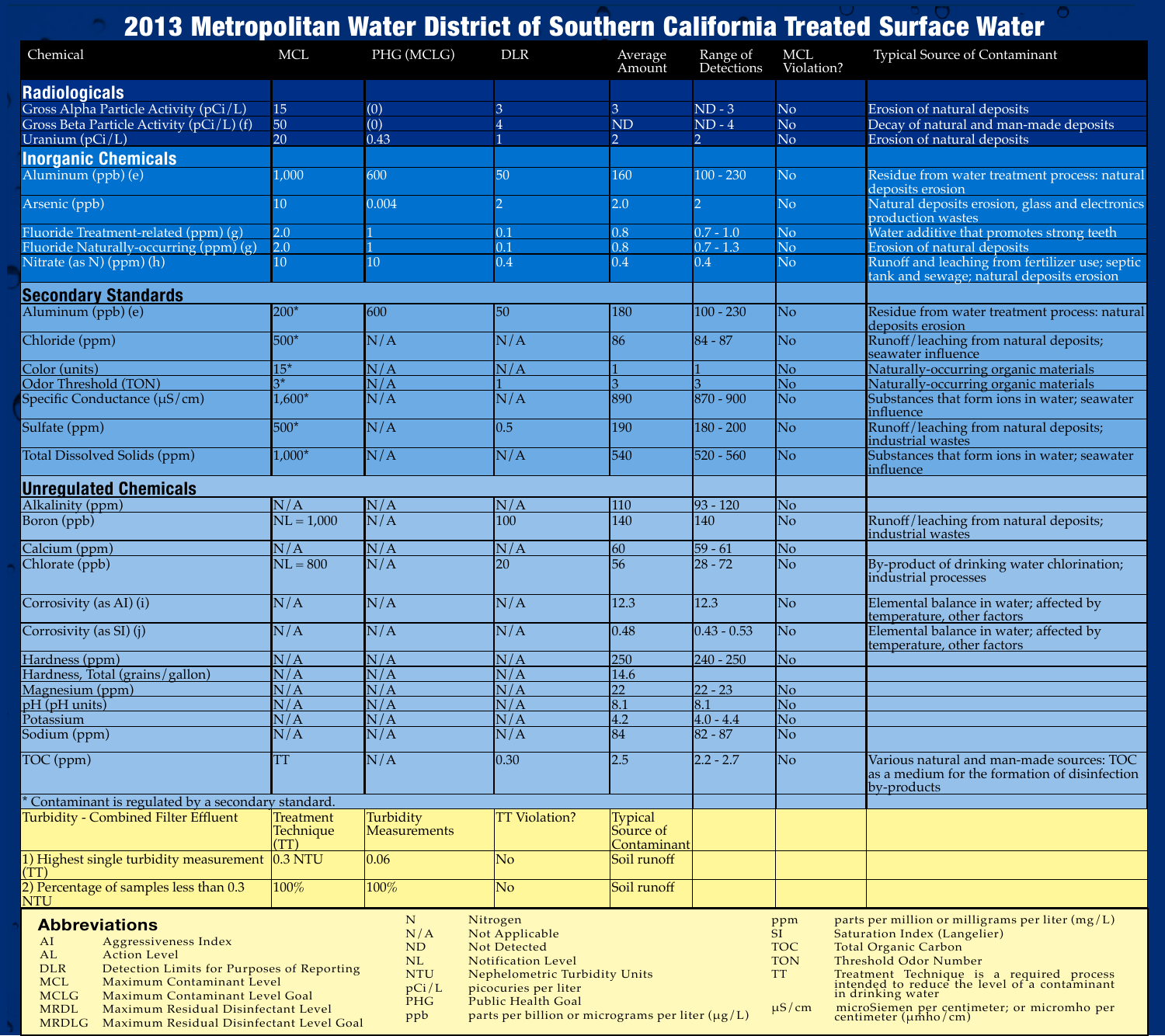# 2013 Metropolitan Water District of Southern California Treated Surface Water

| Chemical | MCL | PHG (MCLG) | DLR | Average Amount | Range of Detections | MCL Violation? | Typical Source of Contaminant |
|---|---|---|---|---|---|---|---|
| **Radiologicals** | | | | | | | |
| Gross Alpha Particle Activity (pCi/L) | 15 | (0) | 3 | 3 | ND - 3 | No | Erosion of natural deposits |
| Gross Beta Particle Activity (pCi/L) (f) | 50 | (0) | 4 | ND | ND - 4 | No | Decay of natural and man-made deposits |
| Uranium (pCi/L) | 20 | 0.43 | 1 | 2 | 2 | No | Erosion of natural deposits |
| **Inorganic Chemicals** | | | | | | | |
| Aluminum (ppb) (e) | 1,000 | 600 | 50 | 160 | 100 - 230 | No | Residue from water treatment process: natural deposits erosion |
| Arsenic (ppb) | 10 | 0.004 | 2 | 2.0 | 2 | No | Natural deposits erosion, glass and electronics production wastes |
| Fluoride Treatment-related (ppm) (g) | 2.0 | 1 | 0.1 | 0.8 | 0.7 - 1.0 | No | Water additive that promotes strong teeth |
| Fluoride Naturally-occurring (ppm) (g) | 2.0 | 1 | 0.1 | 0.8 | 0.7 - 1.3 | No | Erosion of natural deposits |
| Nitrate (as N) (ppm) (h) | 10 | 10 | 0.4 | 0.4 | 0.4 | No | Runoff and leaching from fertilizer use; septic tank and sewage; natural deposits erosion |
| **Secondary Standards** | | | | | | | |
| Aluminum (ppb) (e) | 200* | 600 | 50 | 180 | 100 - 230 | No | Residue from water treatment process: natural deposits erosion |
| Chloride (ppm) | 500* | N/A | N/A | 86 | 84 - 87 | No | Runoff/leaching from natural deposits; seawater influence |
| Color (units) | 15* | N/A | N/A | 1 | 1 | No | Naturally-occurring organic materials |
| Odor Threshold (TON) | 3* | N/A | 1 | 3 | 3 | No | Naturally-occurring organic materials |
| Specific Conductance (μS/cm) | 1,600* | N/A | N/A | 890 | 870 - 900 | No | Substances that form ions in water; seawater influence |
| Sulfate (ppm) | 500* | N/A | 0.5 | 190 | 180 - 200 | No | Runoff/leaching from natural deposits; industrial wastes |
| Total Dissolved Solids (ppm) | 1,000* | N/A | N/A | 540 | 520 - 560 | No | Substances that form ions in water; seawater influence |
| **Unregulated Chemicals** | | | | | | | |
| Alkalinity (ppm) | N/A | N/A | N/A | 110 | 93 - 120 | No | |
| Boron (ppb) | NL = 1,000 | N/A | 100 | 140 | 140 | No | Runoff/leaching from natural deposits; industrial wastes |
| Calcium (ppm) | N/A | N/A | N/A | 60 | 59 - 61 | No | |
| Chlorate (ppb) | NL = 800 | N/A | 20 | 56 | 28 - 72 | No | By-product of drinking water chlorination; industrial processes |
| Corrosivity (as AI) (i) | N/A | N/A | N/A | 12.3 | 12.3 | No | Elemental balance in water; affected by temperature, other factors |
| Corrosivity (as SI) (j) | N/A | N/A | N/A | 0.48 | 0.43 - 0.53 | No | Elemental balance in water; affected by temperature, other factors |
| Hardness (ppm) | N/A | N/A | N/A | 250 | 240 - 250 | No | |
| Hardness, Total (grains/gallon) | N/A | N/A | N/A | 14.6 | | | |
| Magnesium (ppm) | N/A | N/A | N/A | 22 | 22 - 23 | No | |
| pH (pH units) | N/A | N/A | N/A | 8.1 | 8.1 | No | |
| Potassium | N/A | N/A | N/A | 4.2 | 4.0 - 4.4 | No | |
| Sodium (ppm) | N/A | N/A | N/A | 84 | 82 - 87 | No | |
| TOC (ppm) | TT | N/A | 0.30 | 2.5 | 2.2 - 2.7 | No | Various natural and man-made sources: TOC as a medium for the formation of disinfection by-products |

\* Contaminant is regulated by a secondary standard.

| Turbidity - Combined Filter Effluent | Treatment Technique (TT) | Turbidity Measurements | TT Violation? | Typical Source of Contaminant |
|---|---|---|---|---|
| 1) Highest single turbidity measurement (TT) | 0.3 NTU | 0.06 | No | Soil runoff |
| 2) Percentage of samples less than 0.3 NTU | 100% | 100% | No | Soil runoff |

## Abbreviations

| Abbreviation | Meaning |
|---|---|
| AI | Aggressiveness Index |
| AL | Action Level |
| DLR | Detection Limits for Purposes of Reporting |
| MCL | Maximum Contaminant Level |
| MCLG | Maximum Contaminant Level Goal |
| MRDL | Maximum Residual Disinfectant Level |
| MRDLG | Maximum Residual Disinfectant Level Goal |
| N | Nitrogen |
| N/A | Not Applicable |
| ND | Not Detected |
| NL | Notification Level |
| NTU | Nephelometric Turbidity Units |
| pCi/L | picocuries per liter |
| PHG | Public Health Goal |
| ppb | parts per billion or micrograms per liter (μg/L) |
| ppm | parts per million or milligrams per liter (mg/L) |
| SI | Saturation Index (Langelier) |
| TOC | Total Organic Carbon |
| TON | Threshold Odor Number |
| TT | Treatment Technique is a required process intended to reduce the level of a contaminant in drinking water |
| μS/cm | microSiemen per centimeter; or micromho per centimeter (μmho/cm) |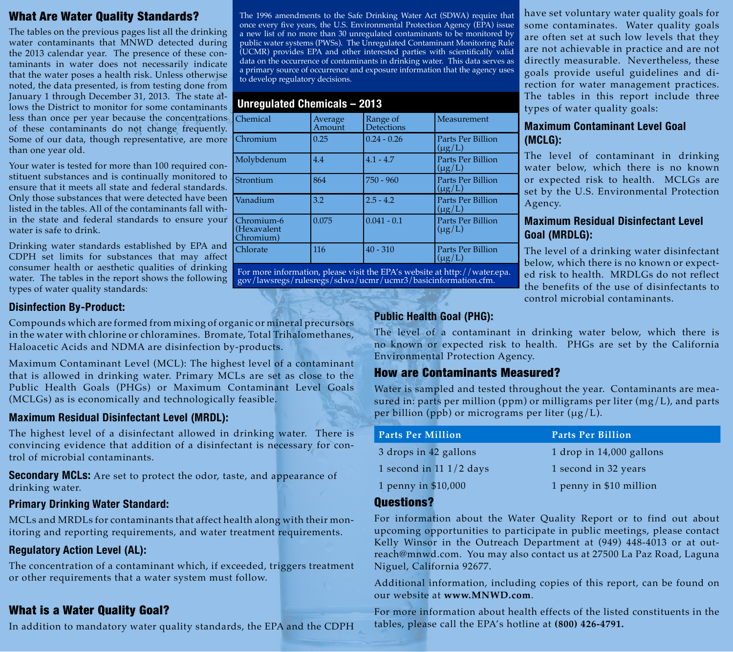## What Are Water Quality Standards?

The tables on the previous pages list all the drinking water contaminants that MNWD detected during the 2013 calendar year. The presence of these contaminants in water does not necessarily indicate that the water poses a health risk. Unless otherwise noted, the data presented, is from testing done from January 1 through December 31, 2013. The state allows the District to monitor for some contaminants less than once per year because the concentrations of these contaminants do not change frequently. Some of our data, though representative, are more than one year old.

Your water is tested for more than 100 required constituent substances and is continually monitored to ensure that it meets all state and federal standards. Only those substances that were detected have been listed in the tables. All of the contaminants fall within the state and federal standards to ensure your water is safe to drink.

Drinking water standards established by EPA and CDPH set limits for substances that may affect consumer health or aesthetic qualities of drinking water. The tables in the report shows the following types of water quality standards:

The 1996 amendments to the Safe Drinking Water Act (SDWA) require that once every five years, the U.S. Environmental Protection Agency (EPA) issue a new list of no more than 30 unregulated contaminants to be monitored by public water systems (PWSs). The Unregulated Contaminant Monitoring Rule (UCMR) provides EPA and other interested parties with scientifically valid data on the occurrence of contaminants in drinking water. This data serves as a primary source of occurrence and exposure information that the agency uses to develop regulatory decisions.

### Unregulated Chemicals – 2013

| Chemical | Average Amount | Range of Detections | Measurement |
|---|---|---|---|
| Chromium | 0.25 | 0.24 - 0.26 | Parts Per Billion (µg/L) |
| Molybdenum | 4.4 | 4.1 - 4.7 | Parts Per Billion (µg/L) |
| Strontium | 864 | 750 - 960 | Parts Per Billion (µg/L) |
| Vanadium | 3.2 | 2.5 - 4.2 | Parts Per Billion (µg/L) |
| Chromium-6 (Hexavalent Chromium) | 0.075 | 0.041 - 0.1 | Parts Per Billion (µg/L) |
| Chlorate | 116 | 40 - 310 | Parts Per Billion (µg/L) |

For more information, please visit the EPA's website at http://water.epa.gov/lawsregs/rulesregs/sdwa/ucmr/ucmr3/basicinformation.cfm.

### Disinfection By-Product:

Compounds which are formed from mixing of organic or mineral precursors in the water with chlorine or chloramines. Bromate, Total Trihalomethanes, Haloacetic Acids and NDMA are disinfection by-products.

Maximum Contaminant Level (MCL): The highest level of a contaminant that is allowed in drinking water. Primary MCLs are set as close to the Public Health Goals (PHGs) or Maximum Contaminant Level Goals (MCLGs) as is economically and technologically feasible.

### Maximum Residual Disinfectant Level (MRDL):

The highest level of a disinfectant allowed in drinking water. There is convincing evidence that addition of a disinfectant is necessary for control of microbial contaminants.

**Secondary MCLs:** Are set to protect the odor, taste, and appearance of drinking water.

### Primary Drinking Water Standard:

MCLs and MRDLs for contaminants that affect health along with their monitoring and reporting requirements, and water treatment requirements.

### Regulatory Action Level (AL):

The concentration of a contaminant which, if exceeded, triggers treatment or other requirements that a water system must follow.

## What is a Water Quality Goal?

In addition to mandatory water quality standards, the EPA and the CDPH have set voluntary water quality goals for some contaminates. Water quality goals are often set at such low levels that they are not achievable in practice and are not directly measurable. Nevertheless, these goals provide useful guidelines and direction for water management practices. The tables in this report include three types of water quality goals:

### Maximum Contaminant Level Goal (MCLG):

The level of contaminant in drinking water below, which there is no known or expected risk to health. MCLGs are set by the U.S. Environmental Protection Agency.

### Maximum Residual Disinfectant Level Goal (MRDLG):

The level of a drinking water disinfectant below, which there is no known or expected risk to health. MRDLGs do not reflect the benefits of the use of disinfectants to control microbial contaminants.

### Public Health Goal (PHG):

The level of a contaminant in drinking water below, which there is no known or expected risk to health. PHGs are set by the California Environmental Protection Agency.

## How are Contaminants Measured?

Water is sampled and tested throughout the year. Contaminants are measured in: parts per million (ppm) or milligrams per liter (mg/L), and parts per billion (ppb) or micrograms per liter (µg/L).

| Parts Per Million | Parts Per Billion |
|---|---|
| 3 drops in 42 gallons | 1 drop in 14,000 gallons |
| 1 second in 11 1/2 days | 1 second in 32 years |
| 1 penny in $10,000 | 1 penny in $10 million |

## Questions?

For information about the Water Quality Report or to find out about upcoming opportunities to participate in public meetings, please contact Kelly Winsor in the Outreach Department at (949) 448-4013 or at outreach@mnwd.com. You may also contact us at 27500 La Paz Road, Laguna Niguel, California 92677.

Additional information, including copies of this report, can be found on our website at **www.MNWD.com**.

For more information about health effects of the listed constituents in the tables, please call the EPA's hotline at **(800) 426-4791.**